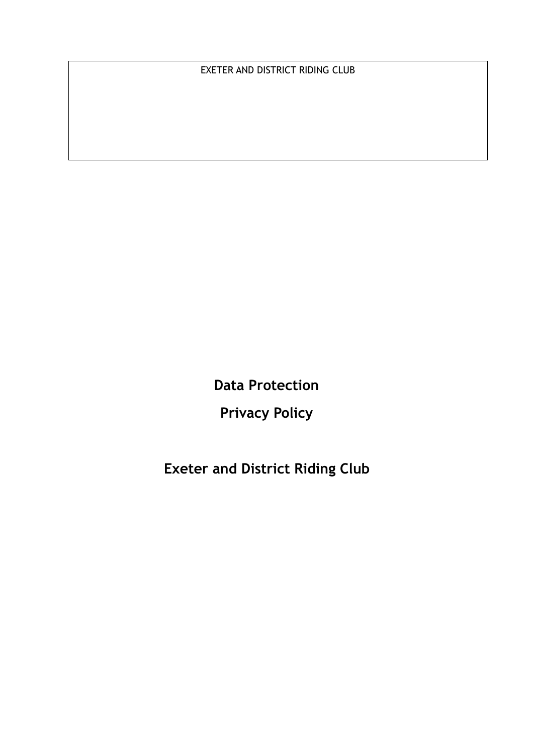EXETER AND DISTRICT RIDING CLUB

# Data Protection

# Privacy Policy

# Exeter and District Riding Club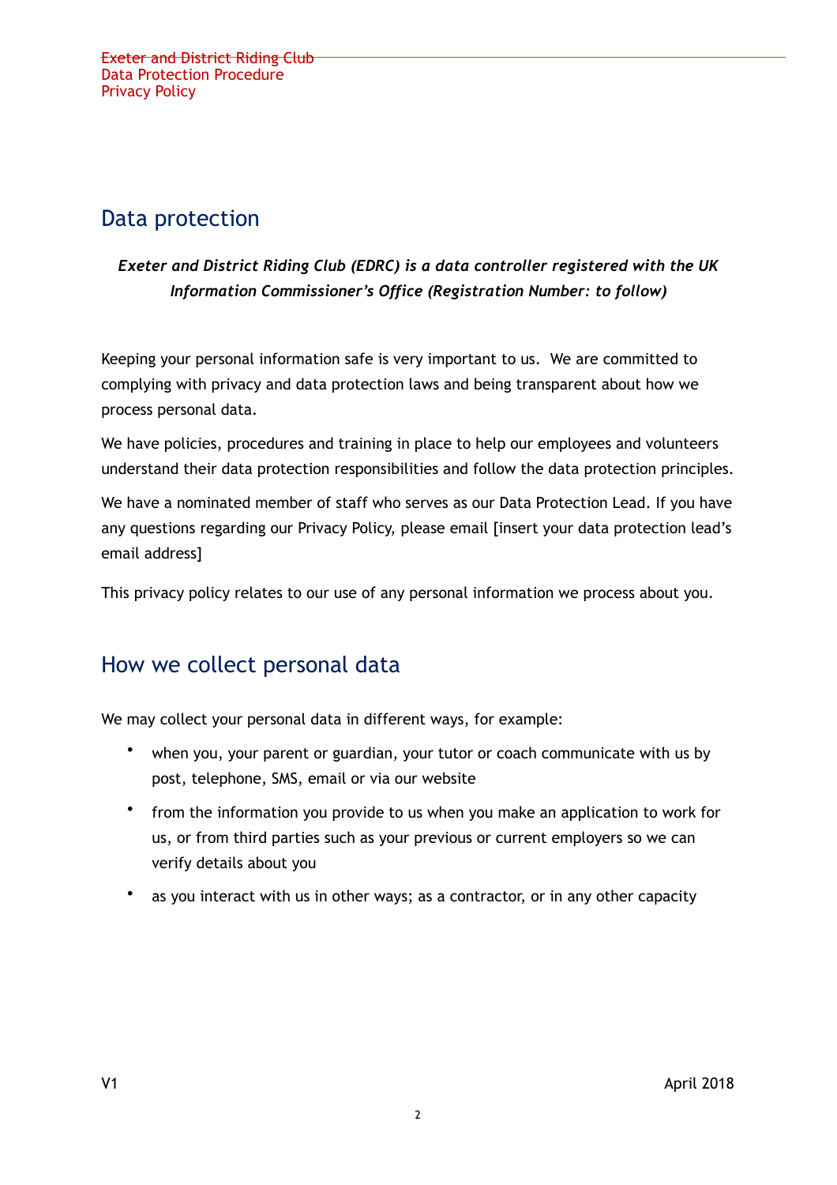## Data protection

***Exeter and District Riding Club (EDRC) is a data controller registered with the UK Information Commissioner's Office (Registration Number: to follow)***

Keeping your personal information safe is very important to us. We are committed to complying with privacy and data protection laws and being transparent about how we process personal data.

We have policies, procedures and training in place to help our employees and volunteers understand their data protection responsibilities and follow the data protection principles.

We have a nominated member of staff who serves as our Data Protection Lead. If you have any questions regarding our Privacy Policy, please email [insert your data protection lead's email address]

This privacy policy relates to our use of any personal information we process about you.

## How we collect personal data

We may collect your personal data in different ways, for example:

- when you, your parent or guardian, your tutor or coach communicate with us by post, telephone, SMS, email or via our website
- from the information you provide to us when you make an application to work for us, or from third parties such as your previous or current employers so we can verify details about you
- as you interact with us in other ways; as a contractor, or in any other capacity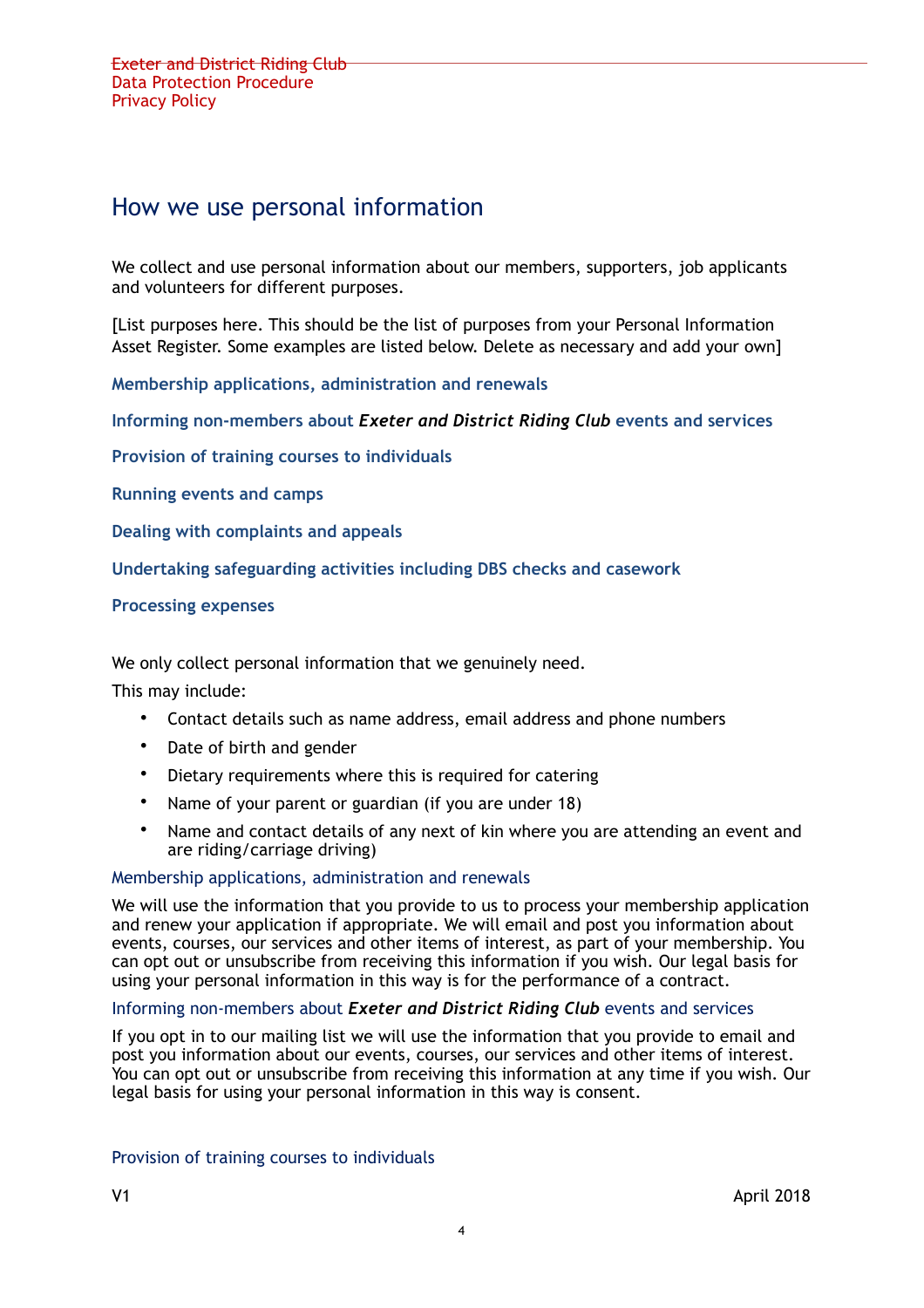## How we use personal information

We collect and use personal information about our members, supporters, job applicants and volunteers for different purposes.

[List purposes here. This should be the list of purposes from your Personal Information Asset Register. Some examples are listed below. Delete as necessary and add your own]

**Membership applications, administration and renewals**

**Informing non-members about *Exeter and District Riding Club* events and services**

**Provision of training courses to individuals**

**Running events and camps**

**Dealing with complaints and appeals**

**Undertaking safeguarding activities including DBS checks and casework**

**Processing expenses**

We only collect personal information that we genuinely need.

This may include:

- Contact details such as name address, email address and phone numbers
- Date of birth and gender
- Dietary requirements where this is required for catering
- Name of your parent or guardian (if you are under 18)
- Name and contact details of any next of kin where you are attending an event and are riding/carriage driving)

### Membership applications, administration and renewals

We will use the information that you provide to us to process your membership application and renew your application if appropriate. We will email and post you information about events, courses, our services and other items of interest, as part of your membership. You can opt out or unsubscribe from receiving this information if you wish. Our legal basis for using your personal information in this way is for the performance of a contract.

### Informing non-members about *Exeter and District Riding Club* events and services

If you opt in to our mailing list we will use the information that you provide to email and post you information about our events, courses, our services and other items of interest. You can opt out or unsubscribe from receiving this information at any time if you wish. Our legal basis for using your personal information in this way is consent.

### Provision of training courses to individuals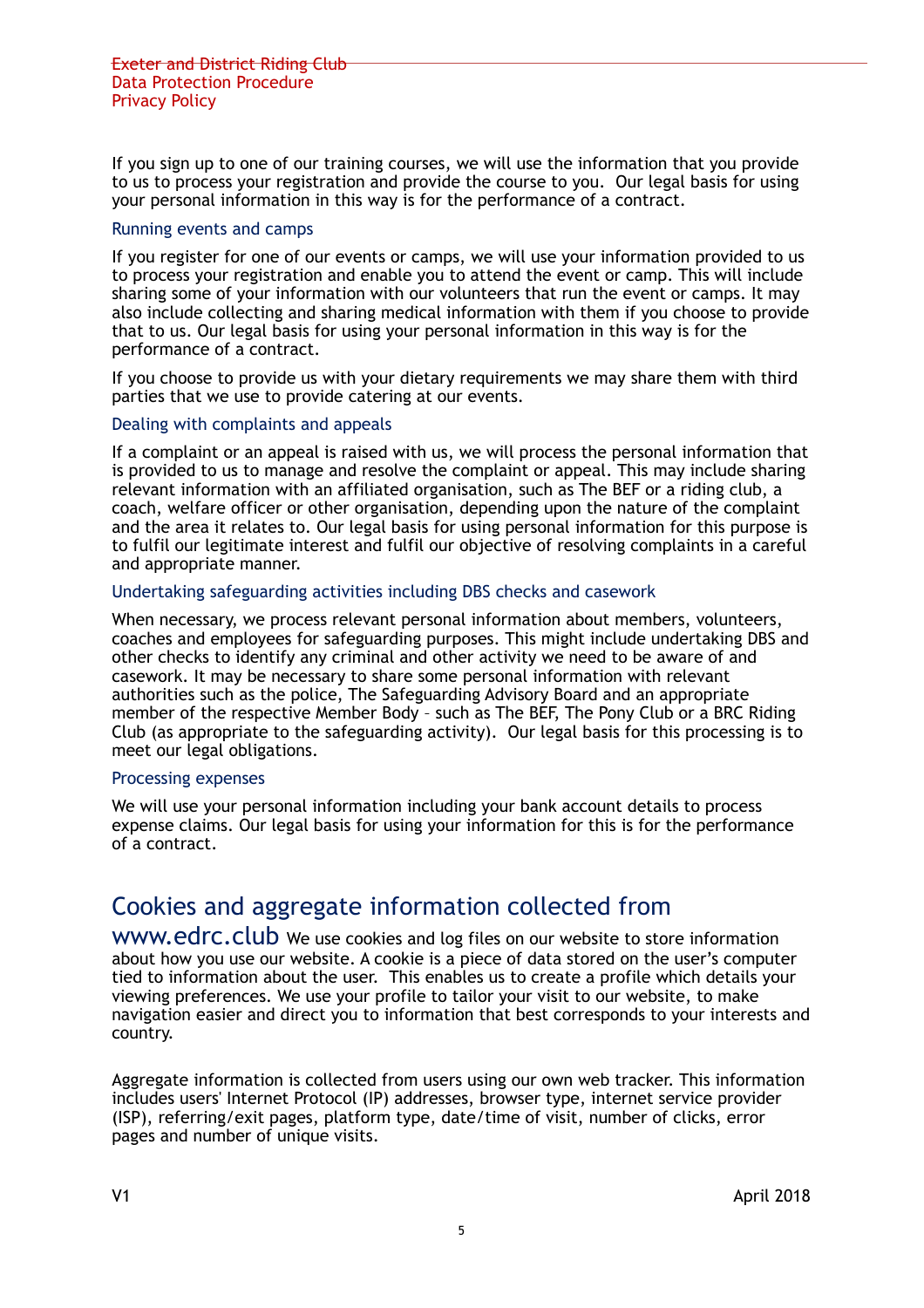If you sign up to one of our training courses, we will use the information that you provide to us to process your registration and provide the course to you.  Our legal basis for using your personal information in this way is for the performance of a contract.

### Running events and camps

If you register for one of our events or camps, we will use your information provided to us to process your registration and enable you to attend the event or camp. This will include sharing some of your information with our volunteers that run the event or camps. It may also include collecting and sharing medical information with them if you choose to provide that to us. Our legal basis for using your personal information in this way is for the performance of a contract.

If you choose to provide us with your dietary requirements we may share them with third parties that we use to provide catering at our events.

### Dealing with complaints and appeals

If a complaint or an appeal is raised with us, we will process the personal information that is provided to us to manage and resolve the complaint or appeal. This may include sharing relevant information with an affiliated organisation, such as The BEF or a riding club, a coach, welfare officer or other organisation, depending upon the nature of the complaint and the area it relates to. Our legal basis for using personal information for this purpose is to fulfil our legitimate interest and fulfil our objective of resolving complaints in a careful and appropriate manner.

### Undertaking safeguarding activities including DBS checks and casework

When necessary, we process relevant personal information about members, volunteers, coaches and employees for safeguarding purposes. This might include undertaking DBS and other checks to identify any criminal and other activity we need to be aware of and casework. It may be necessary to share some personal information with relevant authorities such as the police, The Safeguarding Advisory Board and an appropriate member of the respective Member Body – such as The BEF, The Pony Club or a BRC Riding Club (as appropriate to the safeguarding activity).  Our legal basis for this processing is to meet our legal obligations.

### Processing expenses

We will use your personal information including your bank account details to process expense claims. Our legal basis for using your information for this is for the performance of a contract.

## Cookies and aggregate information collected from www.edrc.club

We use cookies and log files on our website to store information about how you use our website. A cookie is a piece of data stored on the user's computer tied to information about the user.  This enables us to create a profile which details your viewing preferences. We use your profile to tailor your visit to our website, to make navigation easier and direct you to information that best corresponds to your interests and country.

Aggregate information is collected from users using our own web tracker. This information includes users' Internet Protocol (IP) addresses, browser type, internet service provider (ISP), referring/exit pages, platform type, date/time of visit, number of clicks, error pages and number of unique visits.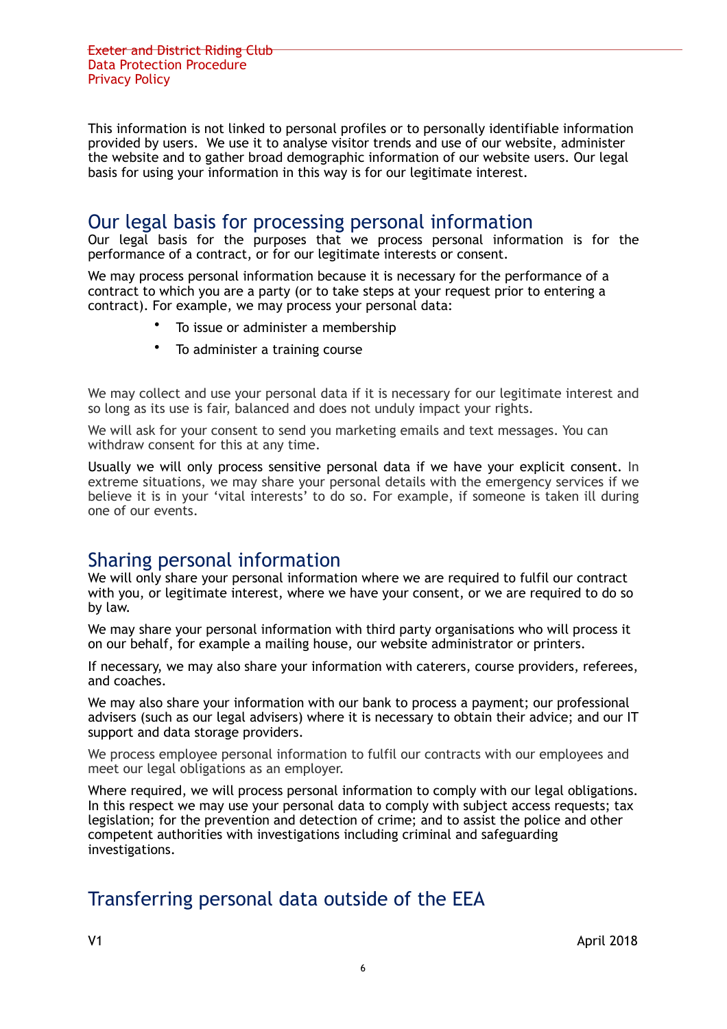This information is not linked to personal profiles or to personally identifiable information provided by users. We use it to analyse visitor trends and use of our website, administer the website and to gather broad demographic information of our website users. Our legal basis for using your information in this way is for our legitimate interest.

## Our legal basis for processing personal information

Our legal basis for the purposes that we process personal information is for the performance of a contract, or for our legitimate interests or consent.

We may process personal information because it is necessary for the performance of a contract to which you are a party (or to take steps at your request prior to entering a contract). For example, we may process your personal data:

- To issue or administer a membership
- To administer a training course

We may collect and use your personal data if it is necessary for our legitimate interest and so long as its use is fair, balanced and does not unduly impact your rights.

We will ask for your consent to send you marketing emails and text messages. You can withdraw consent for this at any time.

Usually we will only process sensitive personal data if we have your explicit consent. In extreme situations, we may share your personal details with the emergency services if we believe it is in your 'vital interests' to do so. For example, if someone is taken ill during one of our events.

## Sharing personal information

We will only share your personal information where we are required to fulfil our contract with you, or legitimate interest, where we have your consent, or we are required to do so by law.

We may share your personal information with third party organisations who will process it on our behalf, for example a mailing house, our website administrator or printers.

If necessary, we may also share your information with caterers, course providers, referees, and coaches.

We may also share your information with our bank to process a payment; our professional advisers (such as our legal advisers) where it is necessary to obtain their advice; and our IT support and data storage providers.

We process employee personal information to fulfil our contracts with our employees and meet our legal obligations as an employer.

Where required, we will process personal information to comply with our legal obligations. In this respect we may use your personal data to comply with subject access requests; tax legislation; for the prevention and detection of crime; and to assist the police and other competent authorities with investigations including criminal and safeguarding investigations.

## Transferring personal data outside of the EEA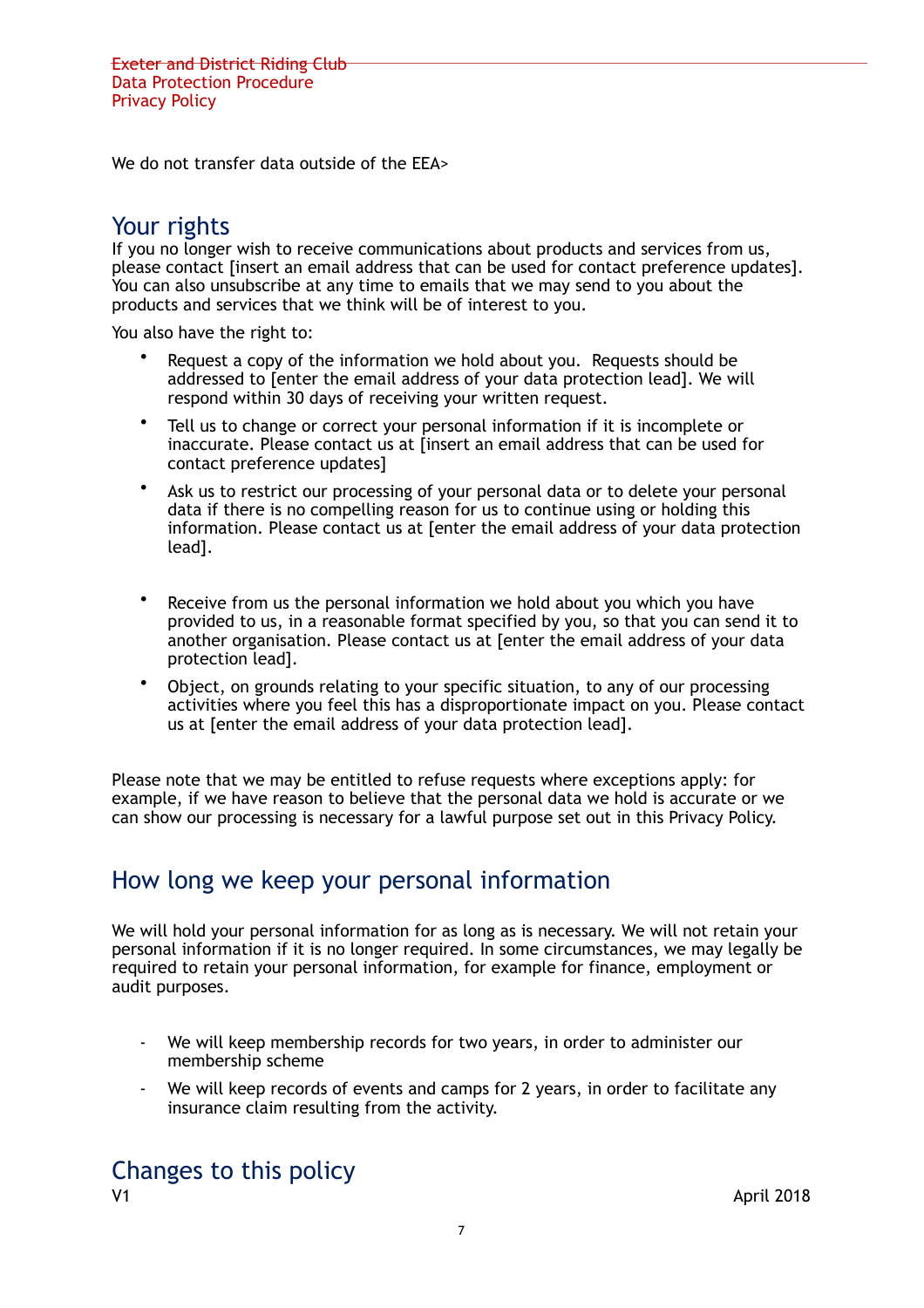We do not transfer data outside of the EEA>

## Your rights

If you no longer wish to receive communications about products and services from us, please contact [insert an email address that can be used for contact preference updates]. You can also unsubscribe at any time to emails that we may send to you about the products and services that we think will be of interest to you.

You also have the right to:

- Request a copy of the information we hold about you. Requests should be addressed to [enter the email address of your data protection lead]. We will respond within 30 days of receiving your written request.
- Tell us to change or correct your personal information if it is incomplete or inaccurate. Please contact us at [insert an email address that can be used for contact preference updates]
- Ask us to restrict our processing of your personal data or to delete your personal data if there is no compelling reason for us to continue using or holding this information. Please contact us at [enter the email address of your data protection lead].
- Receive from us the personal information we hold about you which you have provided to us, in a reasonable format specified by you, so that you can send it to another organisation. Please contact us at [enter the email address of your data protection lead].
- Object, on grounds relating to your specific situation, to any of our processing activities where you feel this has a disproportionate impact on you. Please contact us at [enter the email address of your data protection lead].

Please note that we may be entitled to refuse requests where exceptions apply: for example, if we have reason to believe that the personal data we hold is accurate or we can show our processing is necessary for a lawful purpose set out in this Privacy Policy.

## How long we keep your personal information

We will hold your personal information for as long as is necessary. We will not retain your personal information if it is no longer required. In some circumstances, we may legally be required to retain your personal information, for example for finance, employment or audit purposes.

- We will keep membership records for two years, in order to administer our membership scheme
- We will keep records of events and camps for 2 years, in order to facilitate any insurance claim resulting from the activity.

## Changes to this policy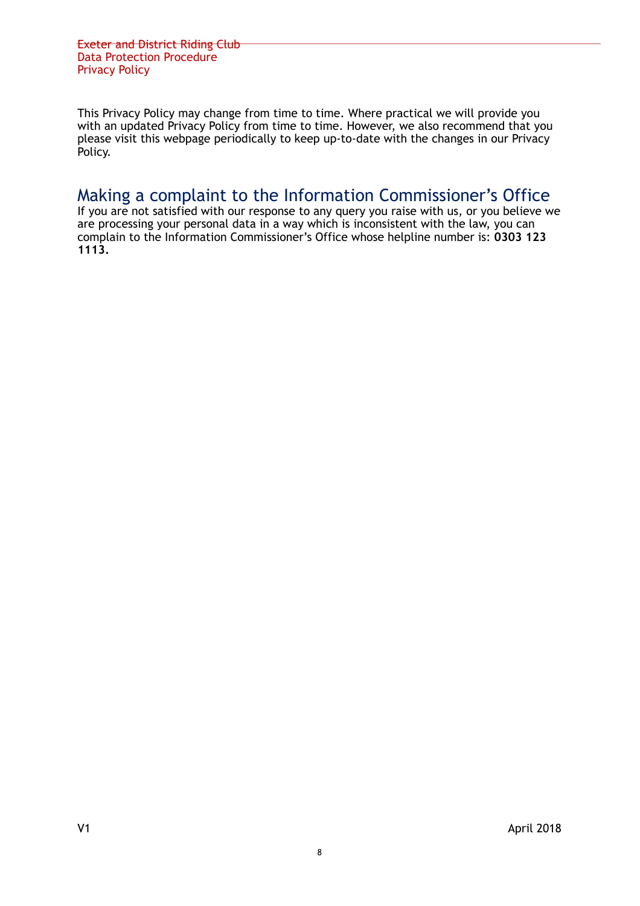This Privacy Policy may change from time to time. Where practical we will provide you with an updated Privacy Policy from time to time. However, we also recommend that you please visit this webpage periodically to keep up-to-date with the changes in our Privacy Policy.

## Making a complaint to the Information Commissioner's Office

If you are not satisfied with our response to any query you raise with us, or you believe we are processing your personal data in a way which is inconsistent with the law, you can complain to the Information Commissioner's Office whose helpline number is: **0303 123 1113.**